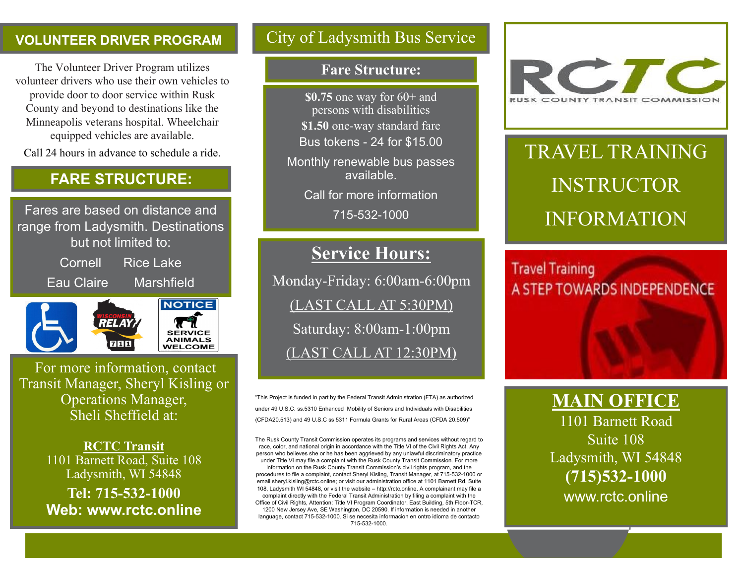## VOLUNTEER DRIVER PROGRAM

The Volunteer Driver Program utilizes volunteer drivers who use their own vehicles to provide door to door service within Rusk County and beyond to destinations like the Minneapolis veterans hospital. Wheelchair equipped vehicles are available.

Call 24 hours in advance to schedule a ride.

## FARE STRUCTURE:

Fares are based on distance and range from Ladysmith. Destinations but not limited to:

Cornell Rice Lake

Eau Claire Marshfield

WISCONSIN RELAY 711

NOTICE SERVICE ANIMALS WELCOME

For more information, contact Transit Manager, Sheryl Kisling or Operations Manager, Sheli Sheffield at:

**RCTC Transit**
1101 Barnett Road, Suite 108
Ladysmith, WI 54848

**Tel: 715-532-1000**
**Web: www.rctc.online**

## City of Ladysmith Bus Service

### Fare Structure:

**$0.75** one way for 60+ and persons with disabilities

**$1.50** one-way standard fare

Bus tokens - 24 for $15.00

Monthly renewable bus passes available.

Call for more information

715-532-1000

### Service Hours:

Monday-Friday: 6:00am-6:00pm

(LAST CALL AT 5:30PM)

Saturday: 8:00am-1:00pm

(LAST CALL AT 12:30PM)

"This Project is funded in part by the Federal Transit Administration (FTA) as authorized under 49 U.S.C. ss.5310 Enhanced Mobility of Seniors and Individuals with Disabilities (CFDA20.513) and 49 U.S.C ss 5311 Formula Grants for Rural Areas (CFDA 20.509)"

The Rusk County Transit Commission operates its programs and services without regard to race, color, and national origin in accordance with the Title VI of the Civil Rights Act. Any person who believes she or he has been aggrieved by any unlawful discriminatory practice under Title VI may file a complaint with the Rusk County Transit Commission. For more information on the Rusk County Transit Commission's civil rights program, and the procedures to file a complaint, contact Sheryl Kisling, Transit Manager, at 715-532-1000 or email sheryl.kisling@rctc.online; or visit our administration office at 1101 Barnett Rd, Suite 108, Ladysmith WI 54848, or visit the website – http://rctc.online. A complainant may file a complaint directly with the Federal Transit Administration by filing a complaint with the Office of Civil Rights, Attention: Title VI Program Coordinator, East Building, 5th Floor-TCR, 1200 New Jersey Ave, SE Washington, DC 20590. If information is needed in another language, contact 715-532-1000. Si se necesita informacion en ontro idioma de contacto 715-532-1000.

RCTC
RUSK COUNTY TRANSIT COMMISSION

# TRAVEL TRAINING INSTRUCTOR INFORMATION

Travel Training
A STEP TOWARDS INDEPENDENCE

## MAIN OFFICE

1101 Barnett Road
Suite 108
Ladysmith, WI 54848
**(715)532-1000**
www.rctc.online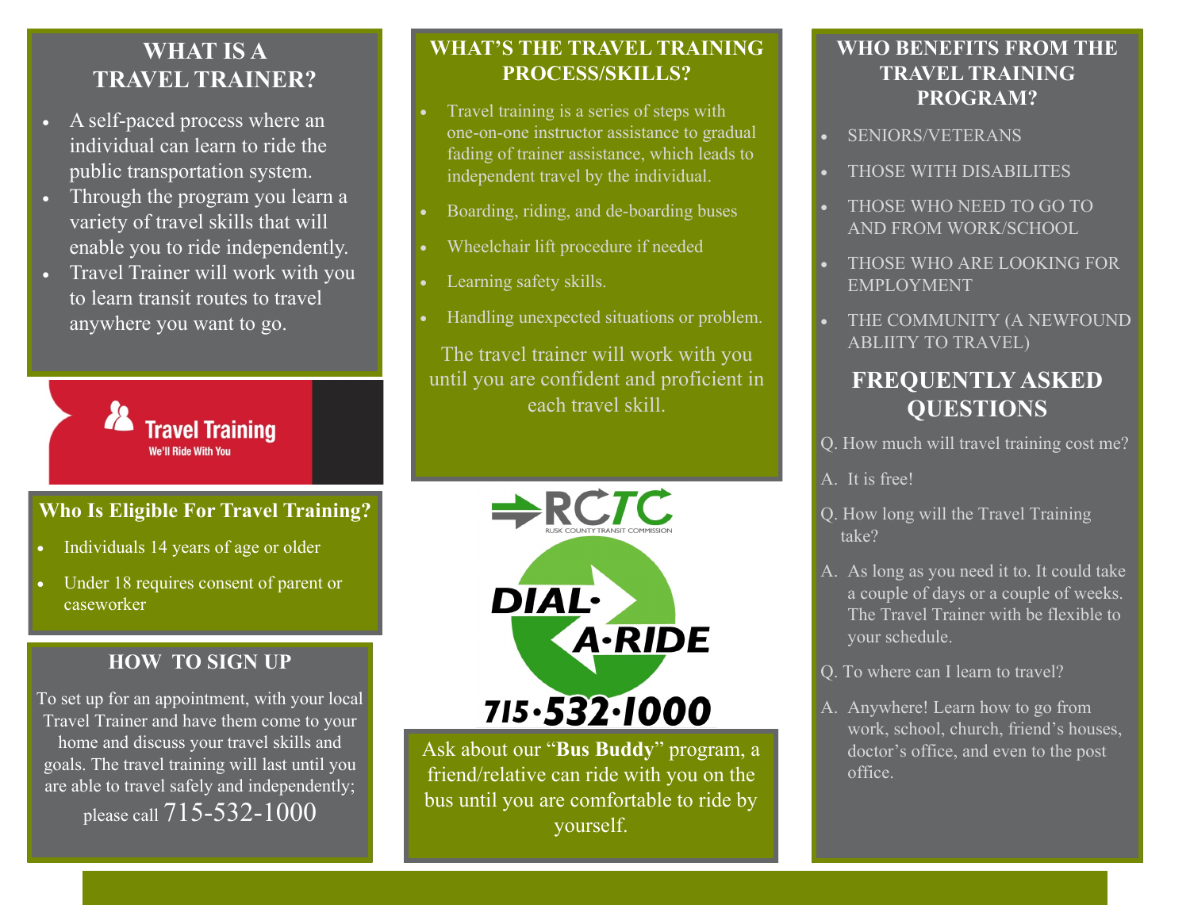## WHAT IS A TRAVEL TRAINER?

- A self-paced process where an individual can learn to ride the public transportation system.
- Through the program you learn a variety of travel skills that will enable you to ride independently.
- Travel Trainer will work with you to learn transit routes to travel anywhere you want to go.

Travel Training
We'll Ride With You

## Who Is Eligible For Travel Training?

- Individuals 14 years of age or older
- Under 18 requires consent of parent or caseworker

## HOW TO SIGN UP

To set up for an appointment, with your local Travel Trainer and have them come to your home and discuss your travel skills and goals. The travel training will last until you are able to travel safely and independently; please call 715-532-1000

## WHAT'S THE TRAVEL TRAINING PROCESS/SKILLS?

- Travel training is a series of steps with one-on-one instructor assistance to gradual fading of trainer assistance, which leads to independent travel by the individual.
- Boarding, riding, and de-boarding buses
- Wheelchair lift procedure if needed
- Learning safety skills.
- Handling unexpected situations or problem.

The travel trainer will work with you until you are confident and proficient in each travel skill.

RCTC
RUSK COUNTY TRANSIT COMMISSION

DIAL·A·RIDE
715·532·1000

Ask about our "**Bus Buddy**" program, a friend/relative can ride with you on the bus until you are comfortable to ride by yourself.

## WHO BENEFITS FROM THE TRAVEL TRAINING PROGRAM?

- SENIORS/VETERANS
- THOSE WITH DISABILITES
- THOSE WHO NEED TO GO TO AND FROM WORK/SCHOOL
- THOSE WHO ARE LOOKING FOR EMPLOYMENT
- THE COMMUNITY (A NEWFOUND ABLIITY TO TRAVEL)

## FREQUENTLY ASKED QUESTIONS

Q. How much will travel training cost me?

A. It is free!

Q. How long will the Travel Training take?

A. As long as you need it to. It could take a couple of days or a couple of weeks. The Travel Trainer with be flexible to your schedule.

Q. To where can I learn to travel?

A. Anywhere! Learn how to go from work, school, church, friend's houses, doctor's office, and even to the post office.